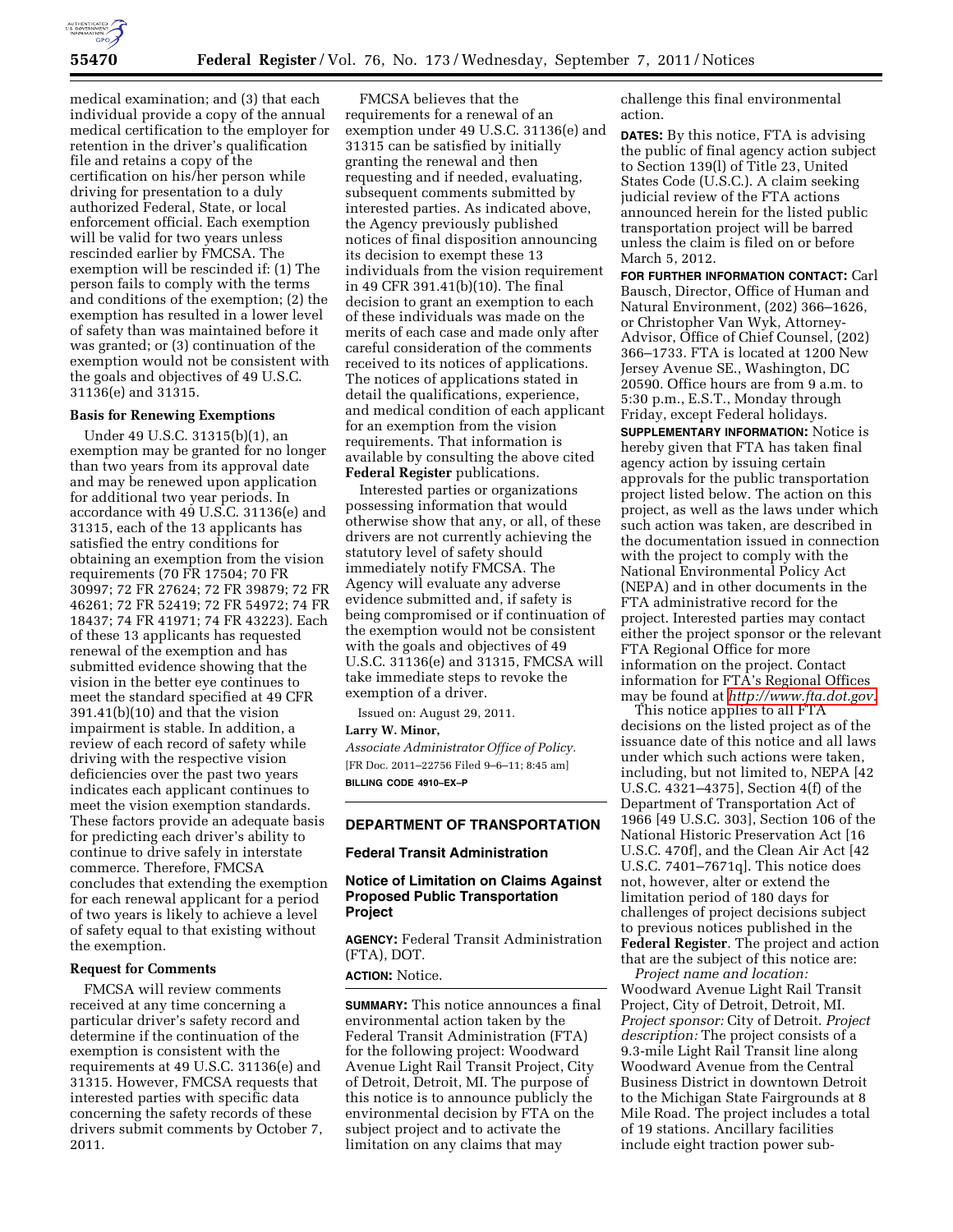medical examination; and (3) that each individual provide a copy of the annual medical certification to the employer for retention in the driver's qualification file and retains a copy of the certification on his/her person while driving for presentation to a duly authorized Federal, State, or local enforcement official. Each exemption will be valid for two years unless rescinded earlier by FMCSA. The exemption will be rescinded if: (1) The person fails to comply with the terms and conditions of the exemption; (2) the exemption has resulted in a lower level of safety than was maintained before it was granted; or (3) continuation of the exemption would not be consistent with the goals and objectives of 49 U.S.C. 31136(e) and 31315.

**Basis for Renewing Exemptions**

Under 49 U.S.C. 31315(b)(1), an exemption may be granted for no longer than two years from its approval date and may be renewed upon application for additional two year periods. In accordance with 49 U.S.C. 31136(e) and 31315, each of the 13 applicants has satisfied the entry conditions for obtaining an exemption from the vision requirements (70 FR 17504; 70 FR 30997; 72 FR 27624; 72 FR 39879; 72 FR 46261; 72 FR 52419; 72 FR 54972; 74 FR 18437; 74 FR 41971; 74 FR 43223). Each of these 13 applicants has requested renewal of the exemption and has submitted evidence showing that the vision in the better eye continues to meet the standard specified at 49 CFR 391.41(b)(10) and that the vision impairment is stable. In addition, a review of each record of safety while driving with the respective vision deficiencies over the past two years indicates each applicant continues to meet the vision exemption standards. These factors provide an adequate basis for predicting each driver's ability to continue to drive safely in interstate commerce. Therefore, FMCSA concludes that extending the exemption for each renewal applicant for a period of two years is likely to achieve a level of safety equal to that existing without the exemption.

**Request for Comments**

FMCSA will review comments received at any time concerning a particular driver's safety record and determine if the continuation of the exemption is consistent with the requirements at 49 U.S.C. 31136(e) and 31315. However, FMCSA requests that interested parties with specific data concerning the safety records of these drivers submit comments by October 7, 2011.

FMCSA believes that the requirements for a renewal of an exemption under 49 U.S.C. 31136(e) and 31315 can be satisfied by initially granting the renewal and then requesting and if needed, evaluating, subsequent comments submitted by interested parties. As indicated above, the Agency previously published notices of final disposition announcing its decision to exempt these 13 individuals from the vision requirement in 49 CFR 391.41(b)(10). The final decision to grant an exemption to each of these individuals was made on the merits of each case and made only after careful consideration of the comments received to its notices of applications. The notices of applications stated in detail the qualifications, experience, and medical condition of each applicant for an exemption from the vision requirements. That information is available by consulting the above cited **Federal Register** publications.

Interested parties or organizations possessing information that would otherwise show that any, or all, of these drivers are not currently achieving the statutory level of safety should immediately notify FMCSA. The Agency will evaluate any adverse evidence submitted and, if safety is being compromised or if continuation of the exemption would not be consistent with the goals and objectives of 49 U.S.C. 31136(e) and 31315, FMCSA will take immediate steps to revoke the exemption of a driver.

Issued on: August 29, 2011.

**Larry W. Minor,**

*Associate Administrator Office of Policy.*

[FR Doc. 2011–22756 Filed 9–6–11; 8:45 am]

**BILLING CODE 4910–EX–P**

## DEPARTMENT OF TRANSPORTATION

### Federal Transit Administration

### Notice of Limitation on Claims Against Proposed Public Transportation Project

**AGENCY:** Federal Transit Administration (FTA), DOT.

**ACTION:** Notice.

**SUMMARY:** This notice announces a final environmental action taken by the Federal Transit Administration (FTA) for the following project: Woodward Avenue Light Rail Transit Project, City of Detroit, Detroit, MI. The purpose of this notice is to announce publicly the environmental decision by FTA on the subject project and to activate the limitation on any claims that may challenge this final environmental action.

**DATES:** By this notice, FTA is advising the public of final agency action subject to Section 139(l) of Title 23, United States Code (U.S.C.). A claim seeking judicial review of the FTA actions announced herein for the listed public transportation project will be barred unless the claim is filed on or before March 5, 2012.

**FOR FURTHER INFORMATION CONTACT:** Carl Bausch, Director, Office of Human and Natural Environment, (202) 366–1626, or Christopher Van Wyk, Attorney-Advisor, Office of Chief Counsel, (202) 366–1733. FTA is located at 1200 New Jersey Avenue SE., Washington, DC 20590. Office hours are from 9 a.m. to 5:30 p.m., E.S.T., Monday through Friday, except Federal holidays.

**SUPPLEMENTARY INFORMATION:** Notice is hereby given that FTA has taken final agency action by issuing certain approvals for the public transportation project listed below. The action on this project, as well as the laws under which such action was taken, are described in the documentation issued in connection with the project to comply with the National Environmental Policy Act (NEPA) and in other documents in the FTA administrative record for the project. Interested parties may contact either the project sponsor or the relevant FTA Regional Office for more information on the project. Contact information for FTA's Regional Offices may be found at *http://www.fta.dot.gov*.

This notice applies to all FTA decisions on the listed project as of the issuance date of this notice and all laws under which such actions were taken, including, but not limited to, NEPA [42 U.S.C. 4321–4375], Section 4(f) of the Department of Transportation Act of 1966 [49 U.S.C. 303], Section 106 of the National Historic Preservation Act [16 U.S.C. 470f], and the Clean Air Act [42 U.S.C. 7401–7671q]. This notice does not, however, alter or extend the limitation period of 180 days for challenges of project decisions subject to previous notices published in the **Federal Register**. The project and action that are the subject of this notice are:

*Project name and location:* Woodward Avenue Light Rail Transit Project, City of Detroit, Detroit, MI. *Project sponsor:* City of Detroit. *Project description:* The project consists of a 9.3-mile Light Rail Transit line along Woodward Avenue from the Central Business District in downtown Detroit to the Michigan State Fairgrounds at 8 Mile Road. The project includes a total of 19 stations. Ancillary facilities include eight traction power sub-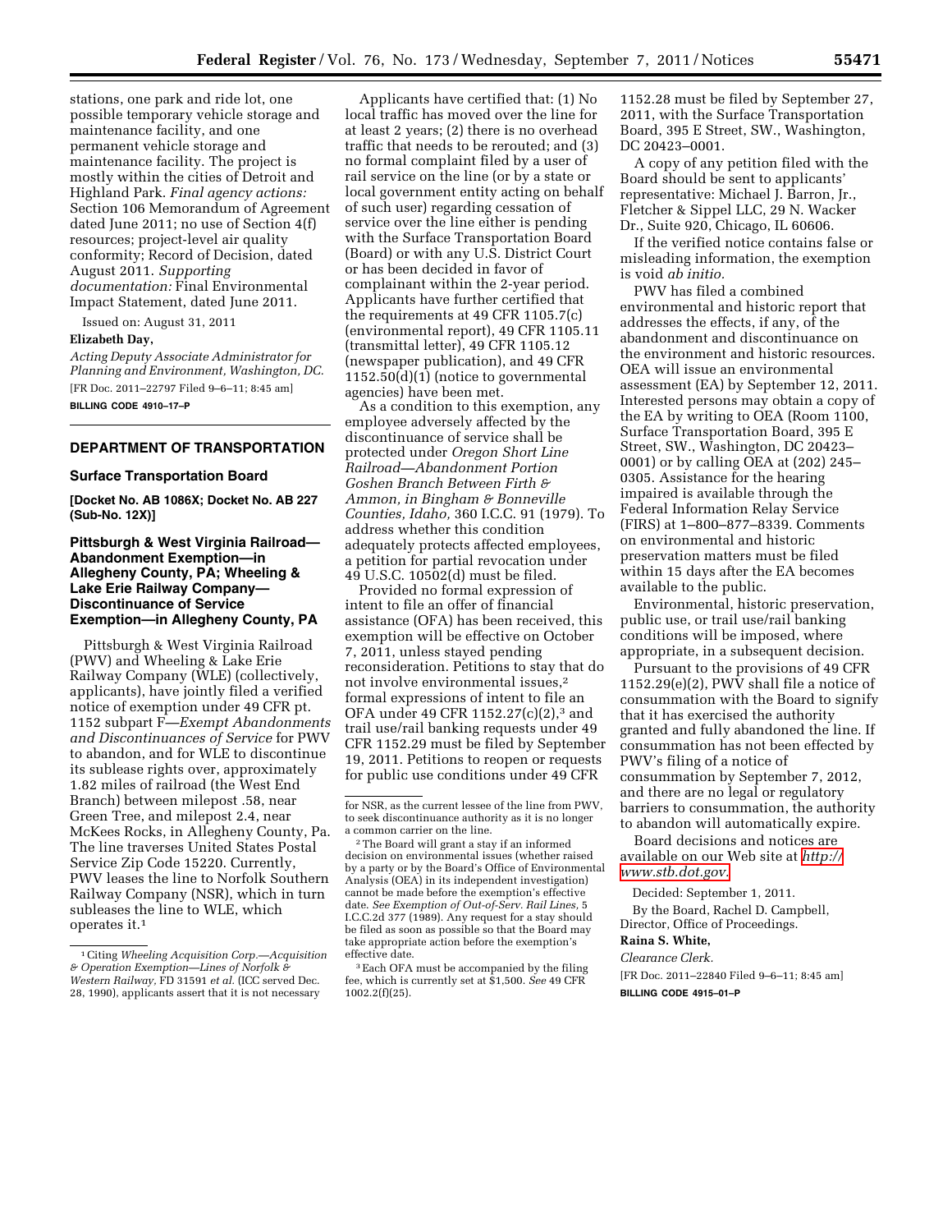stations, one park and ride lot, one possible temporary vehicle storage and maintenance facility, and one permanent vehicle storage and maintenance facility. The project is mostly within the cities of Detroit and Highland Park. *Final agency actions:* Section 106 Memorandum of Agreement dated June 2011; no use of Section 4(f) resources; project-level air quality conformity; Record of Decision, dated August 2011. *Supporting documentation:* Final Environmental Impact Statement, dated June 2011.

Issued on: August 31, 2011

**Elizabeth Day,**

*Acting Deputy Associate Administrator for Planning and Environment, Washington, DC.*

[FR Doc. 2011–22797 Filed 9–6–11; 8:45 am]

**BILLING CODE 4910–17–P**

## DEPARTMENT OF TRANSPORTATION

### Surface Transportation Board

**[Docket No. AB 1086X; Docket No. AB 227 (Sub-No. 12X)]**

### Pittsburgh & West Virginia Railroad—Abandonment Exemption—in Allegheny County, PA; Wheeling & Lake Erie Railway Company—Discontinuance of Service Exemption—in Allegheny County, PA

Pittsburgh & West Virginia Railroad (PWV) and Wheeling & Lake Erie Railway Company (WLE) (collectively, applicants), have jointly filed a verified notice of exemption under 49 CFR pt. 1152 subpart F—*Exempt Abandonments and Discontinuances of Service* for PWV to abandon, and for WLE to discontinue its sublease rights over, approximately 1.82 miles of railroad (the West End Branch) between milepost .58, near Green Tree, and milepost 2.4, near McKees Rocks, in Allegheny County, Pa. The line traverses United States Postal Service Zip Code 15220. Currently, PWV leases the line to Norfolk Southern Railway Company (NSR), which in turn subleases the line to WLE, which operates it.[1]

Applicants have certified that: (1) No local traffic has moved over the line for at least 2 years; (2) there is no overhead traffic that needs to be rerouted; and (3) no formal complaint filed by a user of rail service on the line (or by a state or local government entity acting on behalf of such user) regarding cessation of service over the line either is pending with the Surface Transportation Board (Board) or with any U.S. District Court or has been decided in favor of complainant within the 2-year period. Applicants have further certified that the requirements at 49 CFR 1105.7(c) (environmental report), 49 CFR 1105.11 (transmittal letter), 49 CFR 1105.12 (newspaper publication), and 49 CFR 1152.50(d)(1) (notice to governmental agencies) have been met.

As a condition to this exemption, any employee adversely affected by the discontinuance of service shall be protected under *Oregon Short Line Railroad—Abandonment Portion Goshen Branch Between Firth & Ammon, in Bingham & Bonneville Counties, Idaho,* 360 I.C.C. 91 (1979). To address whether this condition adequately protects affected employees, a petition for partial revocation under 49 U.S.C. 10502(d) must be filed.

Provided no formal expression of intent to file an offer of financial assistance (OFA) has been received, this exemption will be effective on October 7, 2011, unless stayed pending reconsideration. Petitions to stay that do not involve environmental issues,[2] formal expressions of intent to file an OFA under 49 CFR 1152.27(c)(2),[3] and trail use/rail banking requests under 49 CFR 1152.29 must be filed by September 19, 2011. Petitions to reopen or requests for public use conditions under 49 CFR 1152.28 must be filed by September 27, 2011, with the Surface Transportation Board, 395 E Street, SW., Washington, DC 20423–0001.

A copy of any petition filed with the Board should be sent to applicants' representative: Michael J. Barron, Jr., Fletcher & Sippel LLC, 29 N. Wacker Dr., Suite 920, Chicago, IL 60606.

If the verified notice contains false or misleading information, the exemption is void *ab initio.*

PWV has filed a combined environmental and historic report that addresses the effects, if any, of the abandonment and discontinuance on the environment and historic resources. OEA will issue an environmental assessment (EA) by September 12, 2011. Interested persons may obtain a copy of the EA by writing to OEA (Room 1100, Surface Transportation Board, 395 E Street, SW., Washington, DC 20423–0001) or by calling OEA at (202) 245–0305. Assistance for the hearing impaired is available through the Federal Information Relay Service (FIRS) at 1–800–877–8339. Comments on environmental and historic preservation matters must be filed within 15 days after the EA becomes available to the public.

Environmental, historic preservation, public use, or trail use/rail banking conditions will be imposed, where appropriate, in a subsequent decision.

Pursuant to the provisions of 49 CFR 1152.29(e)(2), PWV shall file a notice of consummation with the Board to signify that it has exercised the authority granted and fully abandoned the line. If consummation has not been effected by PWV's filing of a notice of consummation by September 7, 2012, and there are no legal or regulatory barriers to consummation, the authority to abandon will automatically expire.

Board decisions and notices are available on our Web site at *http://www.stb.dot.gov.*

Decided: September 1, 2011.

By the Board, Rachel D. Campbell, Director, Office of Proceedings.

**Raina S. White,**

*Clearance Clerk.*

[FR Doc. 2011–22840 Filed 9–6–11; 8:45 am]

**BILLING CODE 4915–01–P**

---

[1] Citing *Wheeling Acquisition Corp.—Acquisition & Operation Exemption—Lines of Norfolk & Western Railway,* FD 31591 *et al.* (ICC served Dec. 28, 1990), applicants assert that it is not necessary for NSR, as the current lessee of the line from PWV, to seek discontinuance authority as it is no longer a common carrier on the line.

[2] The Board will grant a stay if an informed decision on environmental issues (whether raised by a party or by the Board's Office of Environmental Analysis (OEA) in its independent investigation) cannot be made before the exemption's effective date. *See Exemption of Out-of-Serv. Rail Lines,* 5 I.C.C.2d 377 (1989). Any request for a stay should be filed as soon as possible so that the Board may take appropriate action before the exemption's effective date.

[3] Each OFA must be accompanied by the filing fee, which is currently set at $1,500. *See* 49 CFR 1002.2(f)(25).